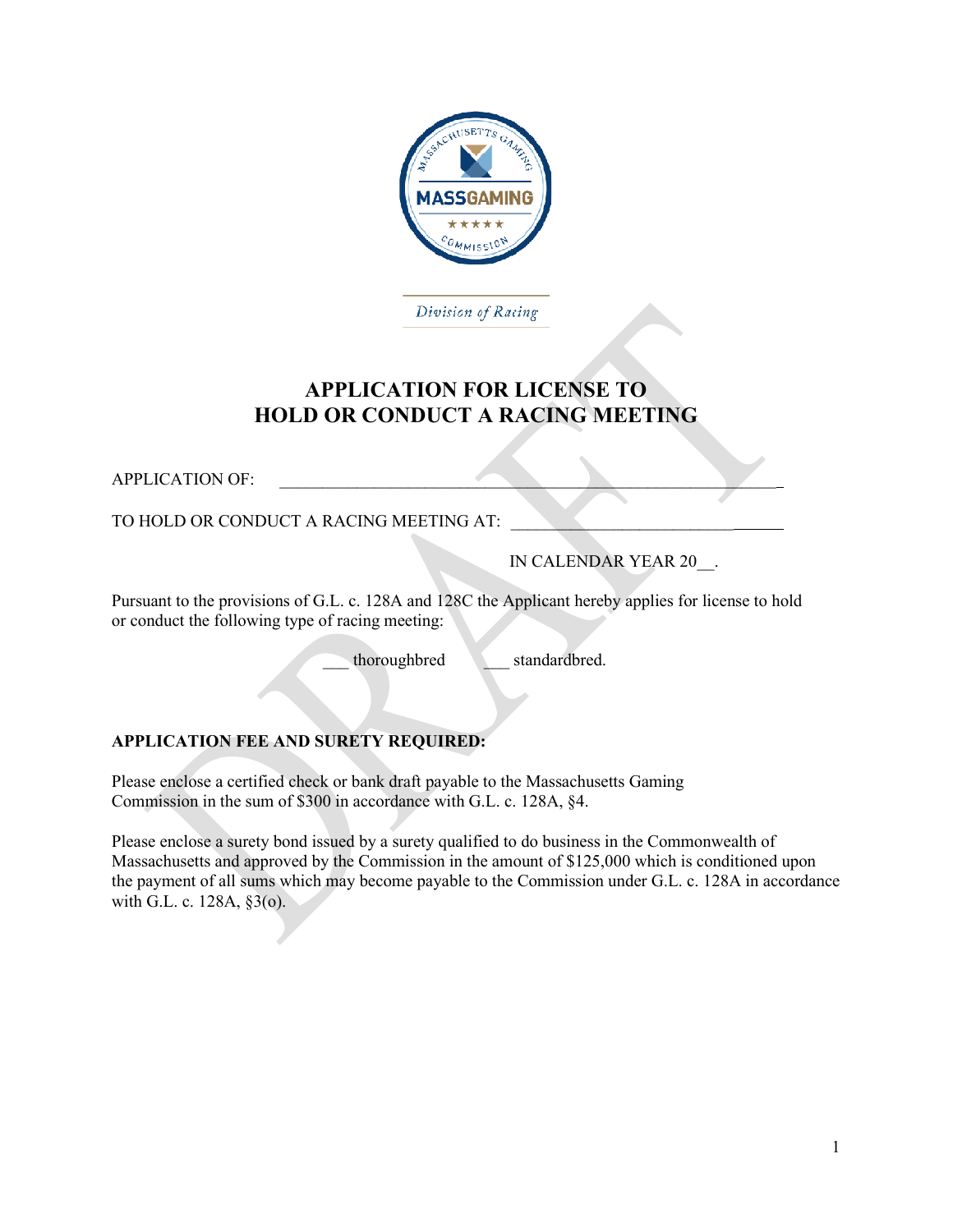Division of Racing

# APPLICATION FOR LICENSE TO HOLD OR CONDUCT A RACING MEETING

APPLICATION OF: ____________________________________________________________

TO HOLD OR CONDUCT A RACING MEETING AT: ________________________________

IN CALENDAR YEAR 20__.

Pursuant to the provisions of G.L. c. 128A and 128C the Applicant hereby applies for license to hold or conduct the following type of racing meeting:

___ thoroughbred ___ standardbred.

**APPLICATION FEE AND SURETY REQUIRED:**

Please enclose a certified check or bank draft payable to the Massachusetts Gaming Commission in the sum of $300 in accordance with G.L. c. 128A, §4.

Please enclose a surety bond issued by a surety qualified to do business in the Commonwealth of Massachusetts and approved by the Commission in the amount of $125,000 which is conditioned upon the payment of all sums which may become payable to the Commission under G.L. c. 128A in accordance with G.L. c. 128A, §3(o).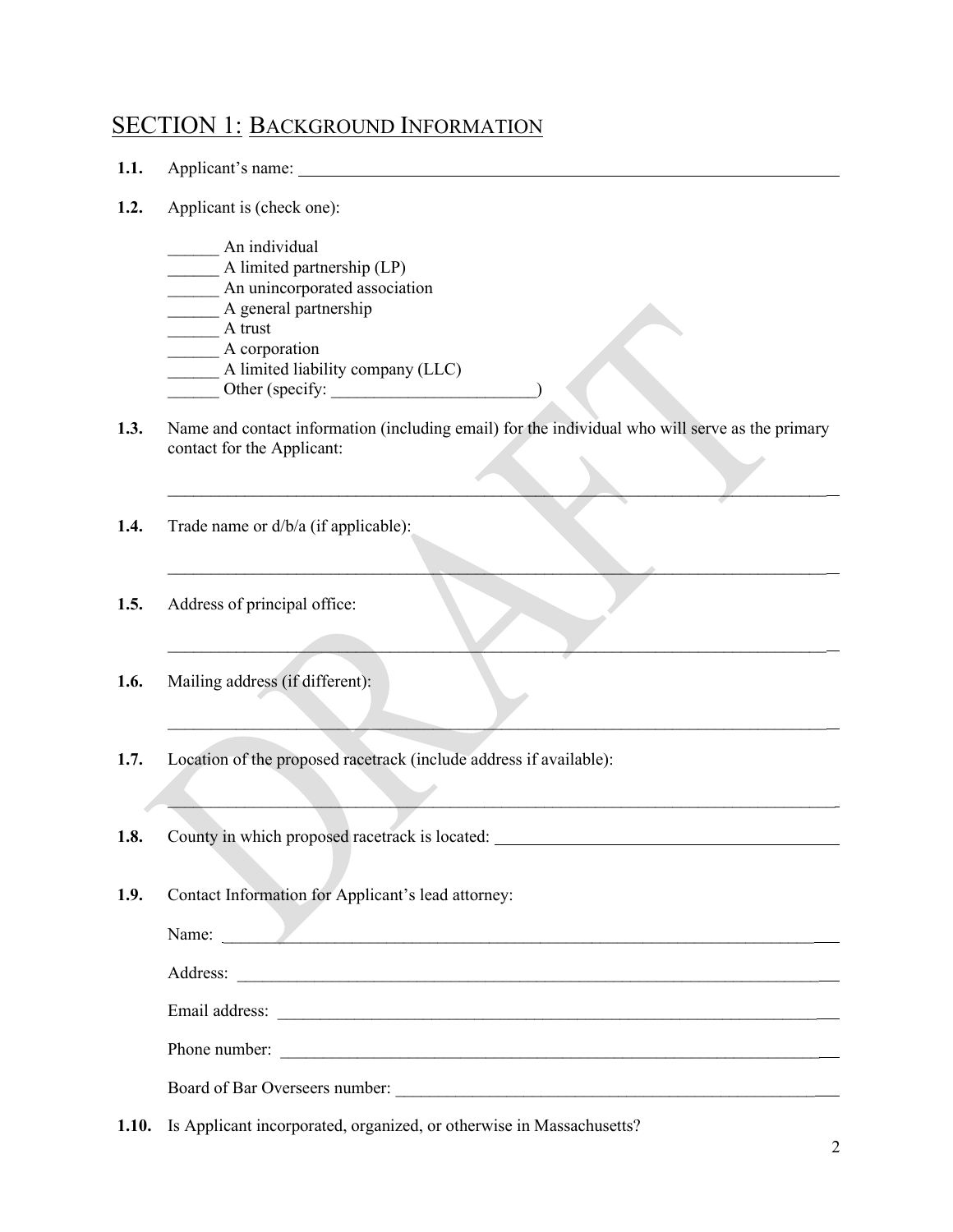## SECTION 1: BACKGROUND INFORMATION

**1.1.** Applicant's name: ________________________________________________

**1.2.** Applicant is (check one):

______ An individual
______ A limited partnership (LP)
______ An unincorporated association
______ A general partnership
______ A trust
______ A corporation
______ A limited liability company (LLC)
______ Other (specify: ________________________)

**1.3.** Name and contact information (including email) for the individual who will serve as the primary contact for the Applicant:

________________________________________________________________________________

**1.4.** Trade name or d/b/a (if applicable):

________________________________________________________________________________

**1.5.** Address of principal office:

________________________________________________________________________________

**1.6.** Mailing address (if different):

________________________________________________________________________________

**1.7.** Location of the proposed racetrack (include address if available):

________________________________________________________________________________

**1.8.** County in which proposed racetrack is located: ______________________________

**1.9.** Contact Information for Applicant's lead attorney:

Name: ________________________________________________________________

Address: ______________________________________________________________

Email address: _________________________________________________________

Phone number: _________________________________________________________

Board of Bar Overseers number: __________________________________________

**1.10.** Is Applicant incorporated, organized, or otherwise in Massachusetts?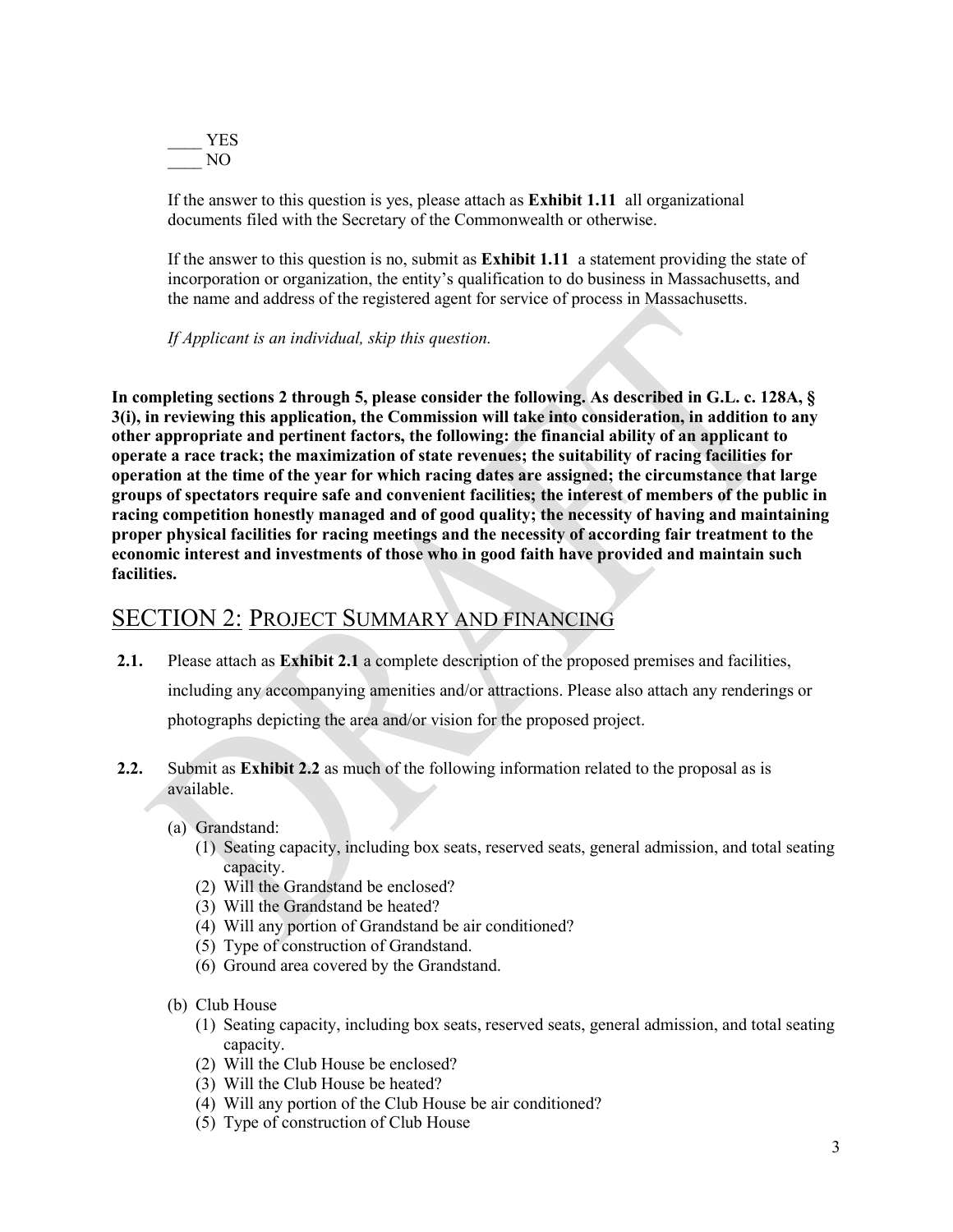____ YES
____ NO

If the answer to this question is yes, please attach as **Exhibit 1.11** all organizational documents filed with the Secretary of the Commonwealth or otherwise.

If the answer to this question is no, submit as **Exhibit 1.11** a statement providing the state of incorporation or organization, the entity's qualification to do business in Massachusetts, and the name and address of the registered agent for service of process in Massachusetts.

*If Applicant is an individual, skip this question.*

**In completing sections 2 through 5, please consider the following. As described in G.L. c. 128A, § 3(i), in reviewing this application, the Commission will take into consideration, in addition to any other appropriate and pertinent factors, the following: the financial ability of an applicant to operate a race track; the maximization of state revenues; the suitability of racing facilities for operation at the time of the year for which racing dates are assigned; the circumstance that large groups of spectators require safe and convenient facilities; the interest of members of the public in racing competition honestly managed and of good quality; the necessity of having and maintaining proper physical facilities for racing meetings and the necessity of according fair treatment to the economic interest and investments of those who in good faith have provided and maintain such facilities.**

## SECTION 2: PROJECT SUMMARY AND FINANCING

**2.1.** Please attach as **Exhibit 2.1** a complete description of the proposed premises and facilities, including any accompanying amenities and/or attractions. Please also attach any renderings or photographs depicting the area and/or vision for the proposed project.

**2.2.** Submit as **Exhibit 2.2** as much of the following information related to the proposal as is available.

(a) Grandstand:
  (1) Seating capacity, including box seats, reserved seats, general admission, and total seating capacity.
  (2) Will the Grandstand be enclosed?
  (3) Will the Grandstand be heated?
  (4) Will any portion of Grandstand be air conditioned?
  (5) Type of construction of Grandstand.
  (6) Ground area covered by the Grandstand.

(b) Club House
  (1) Seating capacity, including box seats, reserved seats, general admission, and total seating capacity.
  (2) Will the Club House be enclosed?
  (3) Will the Club House be heated?
  (4) Will any portion of the Club House be air conditioned?
  (5) Type of construction of Club House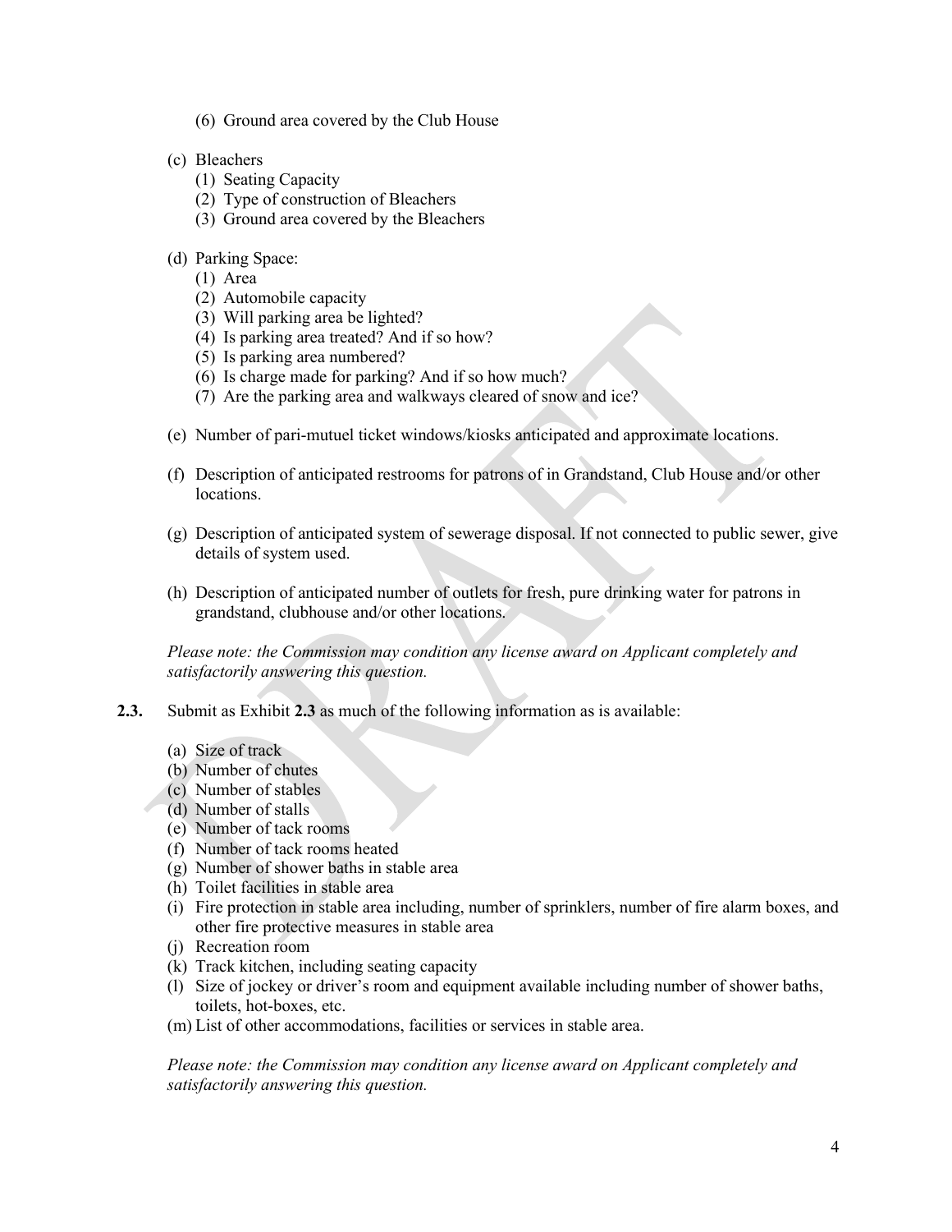(6) Ground area covered by the Club House

(c) Bleachers
   (1) Seating Capacity
   (2) Type of construction of Bleachers
   (3) Ground area covered by the Bleachers

(d) Parking Space:
   (1) Area
   (2) Automobile capacity
   (3) Will parking area be lighted?
   (4) Is parking area treated? And if so how?
   (5) Is parking area numbered?
   (6) Is charge made for parking? And if so how much?
   (7) Are the parking area and walkways cleared of snow and ice?

(e) Number of pari-mutuel ticket windows/kiosks anticipated and approximate locations.

(f) Description of anticipated restrooms for patrons of in Grandstand, Club House and/or other locations.

(g) Description of anticipated system of sewerage disposal. If not connected to public sewer, give details of system used.

(h) Description of anticipated number of outlets for fresh, pure drinking water for patrons in grandstand, clubhouse and/or other locations.

*Please note: the Commission may condition any license award on Applicant completely and satisfactorily answering this question.*

**2.3.** Submit as Exhibit **2.3** as much of the following information as is available:

(a) Size of track
(b) Number of chutes
(c) Number of stables
(d) Number of stalls
(e) Number of tack rooms
(f) Number of tack rooms heated
(g) Number of shower baths in stable area
(h) Toilet facilities in stable area
(i) Fire protection in stable area including, number of sprinklers, number of fire alarm boxes, and other fire protective measures in stable area
(j) Recreation room
(k) Track kitchen, including seating capacity
(l) Size of jockey or driver's room and equipment available including number of shower baths, toilets, hot-boxes, etc.
(m) List of other accommodations, facilities or services in stable area.

*Please note: the Commission may condition any license award on Applicant completely and satisfactorily answering this question.*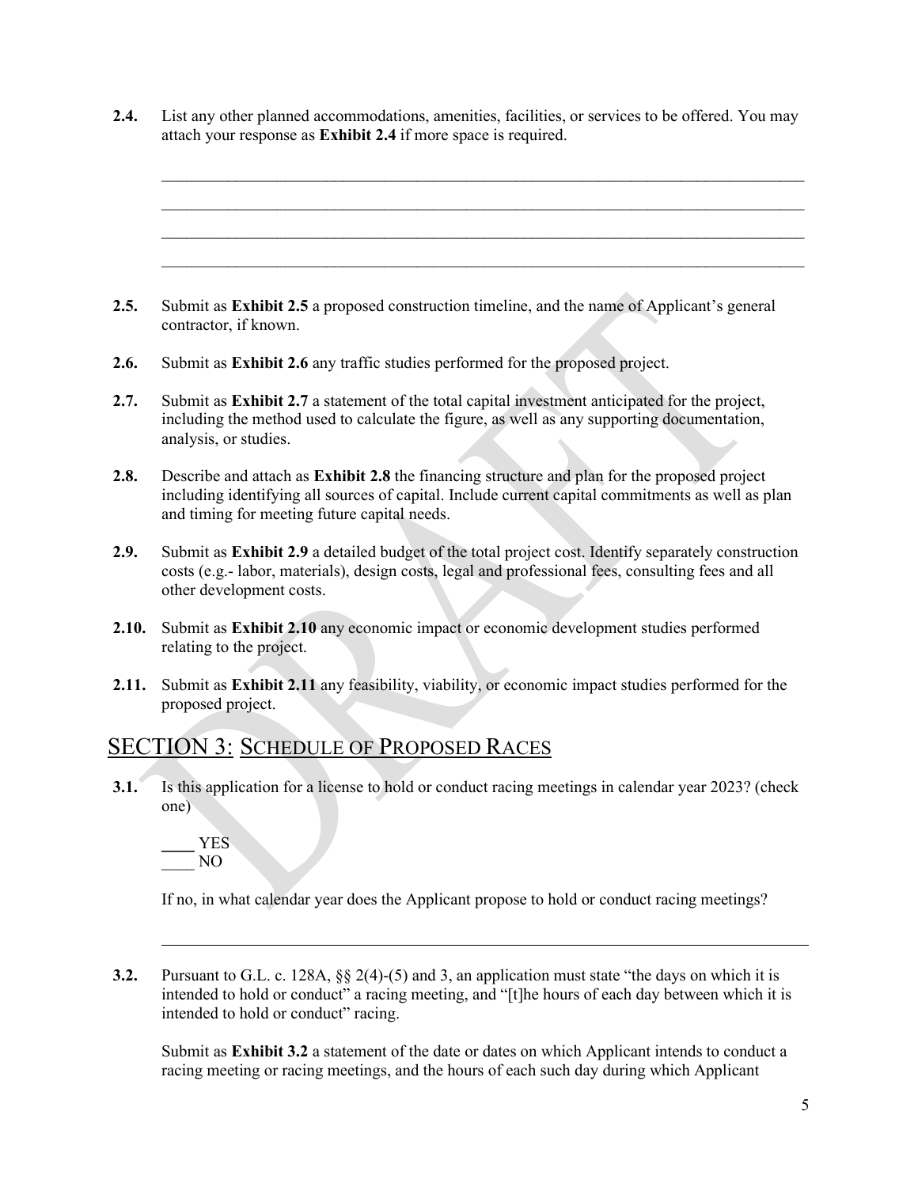**2.4.** List any other planned accommodations, amenities, facilities, or services to be offered. You may attach your response as **Exhibit 2.4** if more space is required.

\_\_\_\_\_\_\_\_\_\_\_\_\_\_\_\_\_\_\_\_\_\_\_\_\_\_\_\_\_\_\_\_\_\_\_\_\_\_\_\_\_\_\_\_\_\_\_\_\_\_\_\_\_\_\_\_\_\_\_\_\_\_\_\_\_\_\_\_\_\_\_\_\_\_\_\_

\_\_\_\_\_\_\_\_\_\_\_\_\_\_\_\_\_\_\_\_\_\_\_\_\_\_\_\_\_\_\_\_\_\_\_\_\_\_\_\_\_\_\_\_\_\_\_\_\_\_\_\_\_\_\_\_\_\_\_\_\_\_\_\_\_\_\_\_\_\_\_\_\_\_\_\_

\_\_\_\_\_\_\_\_\_\_\_\_\_\_\_\_\_\_\_\_\_\_\_\_\_\_\_\_\_\_\_\_\_\_\_\_\_\_\_\_\_\_\_\_\_\_\_\_\_\_\_\_\_\_\_\_\_\_\_\_\_\_\_\_\_\_\_\_\_\_\_\_\_\_\_\_

\_\_\_\_\_\_\_\_\_\_\_\_\_\_\_\_\_\_\_\_\_\_\_\_\_\_\_\_\_\_\_\_\_\_\_\_\_\_\_\_\_\_\_\_\_\_\_\_\_\_\_\_\_\_\_\_\_\_\_\_\_\_\_\_\_\_\_\_\_\_\_\_\_\_\_\_

**2.5.** Submit as **Exhibit 2.5** a proposed construction timeline, and the name of Applicant's general contractor, if known.

**2.6.** Submit as **Exhibit 2.6** any traffic studies performed for the proposed project.

**2.7.** Submit as **Exhibit 2.7** a statement of the total capital investment anticipated for the project, including the method used to calculate the figure, as well as any supporting documentation, analysis, or studies.

**2.8.** Describe and attach as **Exhibit 2.8** the financing structure and plan for the proposed project including identifying all sources of capital. Include current capital commitments as well as plan and timing for meeting future capital needs.

**2.9.** Submit as **Exhibit 2.9** a detailed budget of the total project cost. Identify separately construction costs (e.g.- labor, materials), design costs, legal and professional fees, consulting fees and all other development costs.

**2.10.** Submit as **Exhibit 2.10** any economic impact or economic development studies performed relating to the project.

**2.11.** Submit as **Exhibit 2.11** any feasibility, viability, or economic impact studies performed for the proposed project.

## SECTION 3: SCHEDULE OF PROPOSED RACES

**3.1.** Is this application for a license to hold or conduct racing meetings in calendar year 2023? (check one)

\_\_\_\_ YES
\_\_\_\_ NO

If no, in what calendar year does the Applicant propose to hold or conduct racing meetings?

\_\_\_\_\_\_\_\_\_\_\_\_\_\_\_\_\_\_\_\_\_\_\_\_\_\_\_\_\_\_\_\_\_\_\_\_\_\_\_\_\_\_\_\_\_\_\_\_\_\_\_\_\_\_\_\_\_\_\_\_\_\_\_\_\_\_\_\_\_\_\_\_\_\_\_\_

**3.2.** Pursuant to G.L. c. 128A, §§ 2(4)-(5) and 3, an application must state "the days on which it is intended to hold or conduct" a racing meeting, and "[t]he hours of each day between which it is intended to hold or conduct" racing.

Submit as **Exhibit 3.2** a statement of the date or dates on which Applicant intends to conduct a racing meeting or racing meetings, and the hours of each such day during which Applicant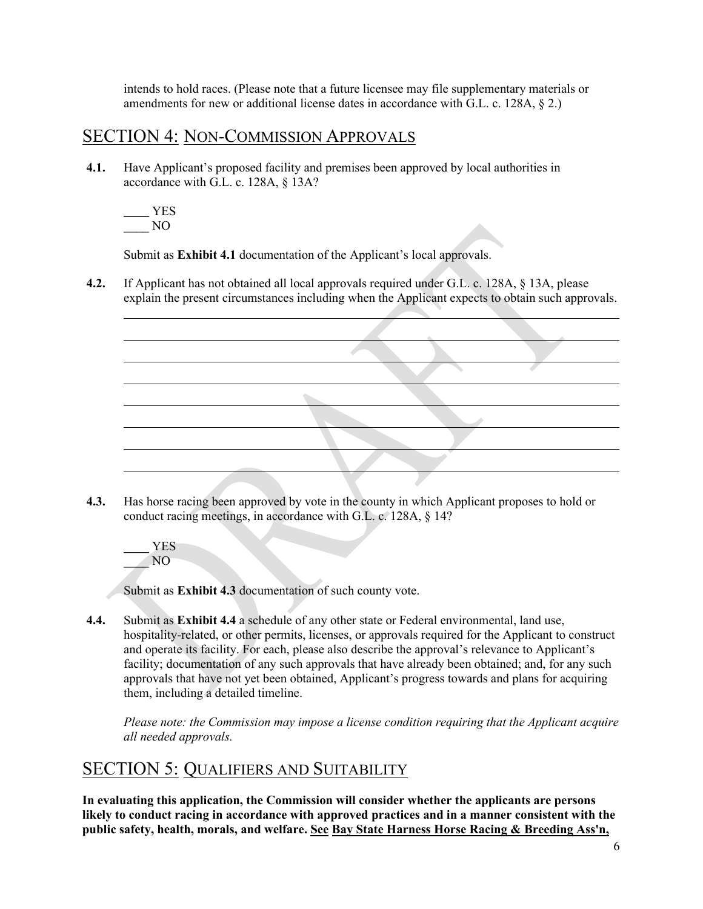intends to hold races. (Please note that a future licensee may file supplementary materials or amendments for new or additional license dates in accordance with G.L. c. 128A, § 2.)

## SECTION 4: NON-COMMISSION APPROVALS

**4.1.** Have Applicant's proposed facility and premises been approved by local authorities in accordance with G.L. c. 128A, § 13A?

____ YES
____ NO

Submit as **Exhibit 4.1** documentation of the Applicant's local approvals.

**4.2.** If Applicant has not obtained all local approvals required under G.L. c. 128A, § 13A, please explain the present circumstances including when the Applicant expects to obtain such approvals.

______________________________________________________________________________
______________________________________________________________________________
______________________________________________________________________________
______________________________________________________________________________
______________________________________________________________________________
______________________________________________________________________________
______________________________________________________________________________
______________________________________________________________________________

**4.3.** Has horse racing been approved by vote in the county in which Applicant proposes to hold or conduct racing meetings, in accordance with G.L. c. 128A, § 14?

____ YES
____ NO

Submit as **Exhibit 4.3** documentation of such county vote.

**4.4.** Submit as **Exhibit 4.4** a schedule of any other state or Federal environmental, land use, hospitality-related, or other permits, licenses, or approvals required for the Applicant to construct and operate its facility. For each, please also describe the approval's relevance to Applicant's facility; documentation of any such approvals that have already been obtained; and, for any such approvals that have not yet been obtained, Applicant's progress towards and plans for acquiring them, including a detailed timeline.

*Please note: the Commission may impose a license condition requiring that the Applicant acquire all needed approvals.*

## SECTION 5: QUALIFIERS AND SUITABILITY

**In evaluating this application, the Commission will consider whether the applicants are persons likely to conduct racing in accordance with approved practices and in a manner consistent with the public safety, health, morals, and welfare. See Bay State Harness Horse Racing & Breeding Ass'n,**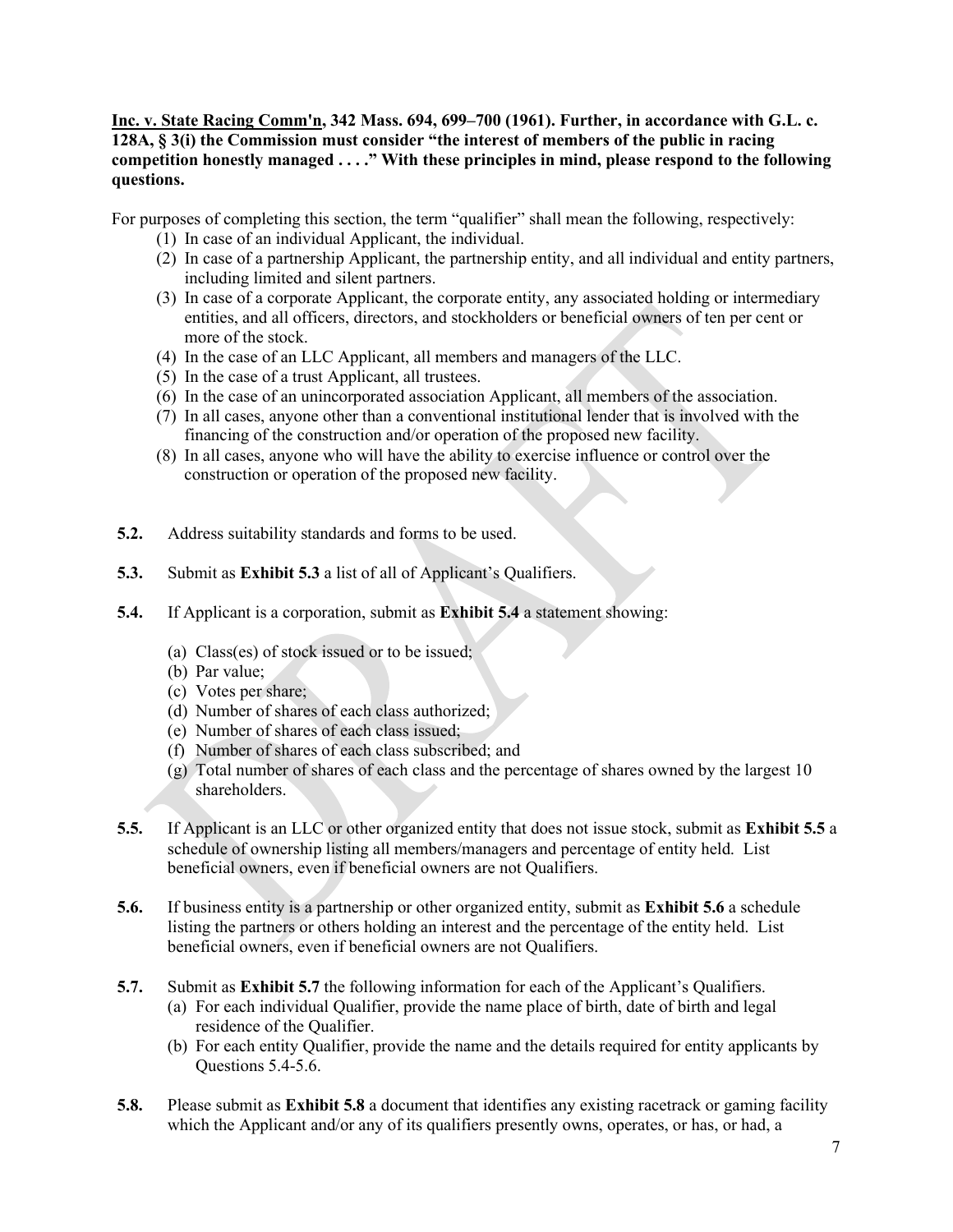**Inc. v. State Racing Comm'n, 342 Mass. 694, 699–700 (1961). Further, in accordance with G.L. c. 128A, § 3(i) the Commission must consider "the interest of members of the public in racing competition honestly managed . . . ." With these principles in mind, please respond to the following questions.**

For purposes of completing this section, the term "qualifier" shall mean the following, respectively:

(1) In case of an individual Applicant, the individual.
(2) In case of a partnership Applicant, the partnership entity, and all individual and entity partners, including limited and silent partners.
(3) In case of a corporate Applicant, the corporate entity, any associated holding or intermediary entities, and all officers, directors, and stockholders or beneficial owners of ten per cent or more of the stock.
(4) In the case of an LLC Applicant, all members and managers of the LLC.
(5) In the case of a trust Applicant, all trustees.
(6) In the case of an unincorporated association Applicant, all members of the association.
(7) In all cases, anyone other than a conventional institutional lender that is involved with the financing of the construction and/or operation of the proposed new facility.
(8) In all cases, anyone who will have the ability to exercise influence or control over the construction or operation of the proposed new facility.

**5.2.** Address suitability standards and forms to be used.

**5.3.** Submit as **Exhibit 5.3** a list of all of Applicant's Qualifiers.

**5.4.** If Applicant is a corporation, submit as **Exhibit 5.4** a statement showing:

(a) Class(es) of stock issued or to be issued;
(b) Par value;
(c) Votes per share;
(d) Number of shares of each class authorized;
(e) Number of shares of each class issued;
(f) Number of shares of each class subscribed; and
(g) Total number of shares of each class and the percentage of shares owned by the largest 10 shareholders.

**5.5.** If Applicant is an LLC or other organized entity that does not issue stock, submit as **Exhibit 5.5** a schedule of ownership listing all members/managers and percentage of entity held. List beneficial owners, even if beneficial owners are not Qualifiers.

**5.6.** If business entity is a partnership or other organized entity, submit as **Exhibit 5.6** a schedule listing the partners or others holding an interest and the percentage of the entity held. List beneficial owners, even if beneficial owners are not Qualifiers.

**5.7.** Submit as **Exhibit 5.7** the following information for each of the Applicant's Qualifiers.

(a) For each individual Qualifier, provide the name place of birth, date of birth and legal residence of the Qualifier.
(b) For each entity Qualifier, provide the name and the details required for entity applicants by Questions 5.4-5.6.

**5.8.** Please submit as **Exhibit 5.8** a document that identifies any existing racetrack or gaming facility which the Applicant and/or any of its qualifiers presently owns, operates, or has, or had, a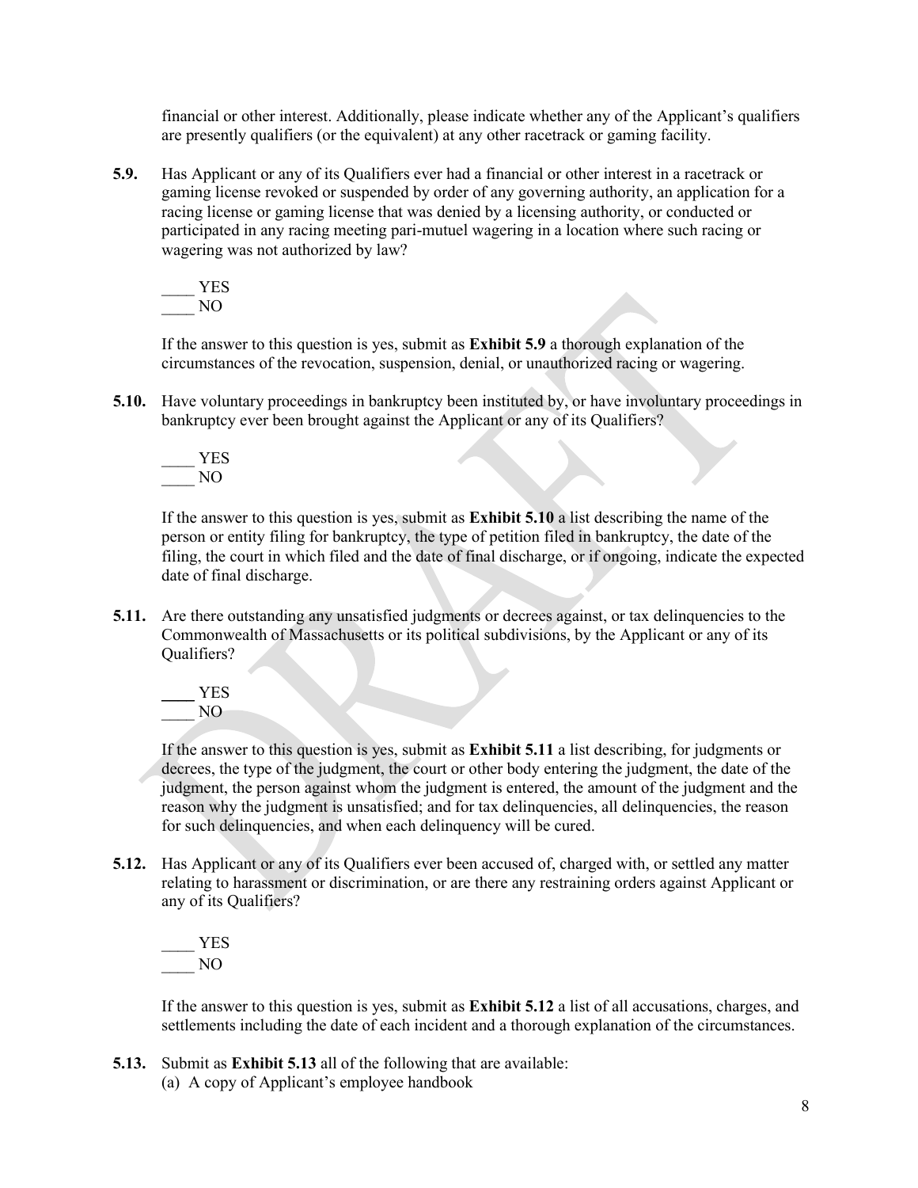financial or other interest. Additionally, please indicate whether any of the Applicant's qualifiers are presently qualifiers (or the equivalent) at any other racetrack or gaming facility.

**5.9.** Has Applicant or any of its Qualifiers ever had a financial or other interest in a racetrack or gaming license revoked or suspended by order of any governing authority, an application for a racing license or gaming license that was denied by a licensing authority, or conducted or participated in any racing meeting pari-mutuel wagering in a location where such racing or wagering was not authorized by law?

____ YES
____ NO

If the answer to this question is yes, submit as **Exhibit 5.9** a thorough explanation of the circumstances of the revocation, suspension, denial, or unauthorized racing or wagering.

**5.10.** Have voluntary proceedings in bankruptcy been instituted by, or have involuntary proceedings in bankruptcy ever been brought against the Applicant or any of its Qualifiers?

____ YES
____ NO

If the answer to this question is yes, submit as **Exhibit 5.10** a list describing the name of the person or entity filing for bankruptcy, the type of petition filed in bankruptcy, the date of the filing, the court in which filed and the date of final discharge, or if ongoing, indicate the expected date of final discharge.

**5.11.** Are there outstanding any unsatisfied judgments or decrees against, or tax delinquencies to the Commonwealth of Massachusetts or its political subdivisions, by the Applicant or any of its Qualifiers?

____ YES
____ NO

If the answer to this question is yes, submit as **Exhibit 5.11** a list describing, for judgments or decrees, the type of the judgment, the court or other body entering the judgment, the date of the judgment, the person against whom the judgment is entered, the amount of the judgment and the reason why the judgment is unsatisfied; and for tax delinquencies, all delinquencies, the reason for such delinquencies, and when each delinquency will be cured.

**5.12.** Has Applicant or any of its Qualifiers ever been accused of, charged with, or settled any matter relating to harassment or discrimination, or are there any restraining orders against Applicant or any of its Qualifiers?

____ YES
____ NO

If the answer to this question is yes, submit as **Exhibit 5.12** a list of all accusations, charges, and settlements including the date of each incident and a thorough explanation of the circumstances.

**5.13.** Submit as **Exhibit 5.13** all of the following that are available:
(a) A copy of Applicant's employee handbook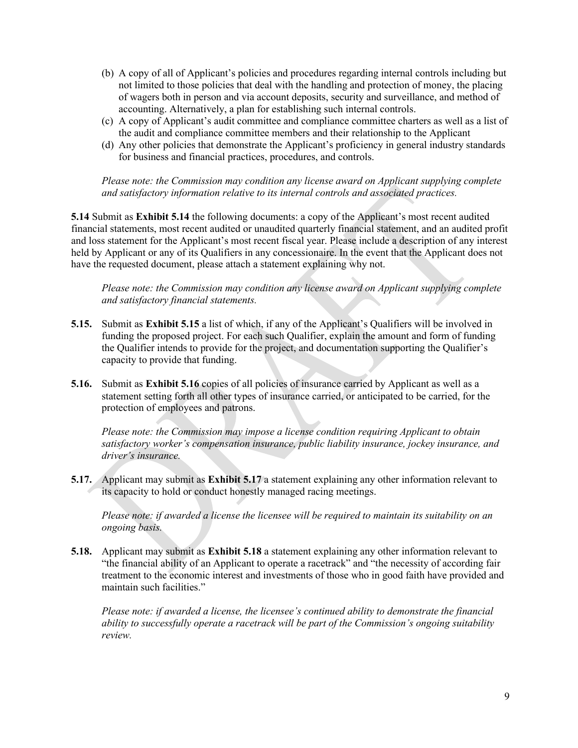(b) A copy of all of Applicant's policies and procedures regarding internal controls including but not limited to those policies that deal with the handling and protection of money, the placing of wagers both in person and via account deposits, security and surveillance, and method of accounting. Alternatively, a plan for establishing such internal controls.

(c) A copy of Applicant's audit committee and compliance committee charters as well as a list of the audit and compliance committee members and their relationship to the Applicant

(d) Any other policies that demonstrate the Applicant's proficiency in general industry standards for business and financial practices, procedures, and controls.

*Please note: the Commission may condition any license award on Applicant supplying complete and satisfactory information relative to its internal controls and associated practices.*

**5.14** Submit as **Exhibit 5.14** the following documents: a copy of the Applicant's most recent audited financial statements, most recent audited or unaudited quarterly financial statement, and an audited profit and loss statement for the Applicant's most recent fiscal year. Please include a description of any interest held by Applicant or any of its Qualifiers in any concessionaire. In the event that the Applicant does not have the requested document, please attach a statement explaining why not.

*Please note: the Commission may condition any license award on Applicant supplying complete and satisfactory financial statements.*

**5.15.** Submit as **Exhibit 5.15** a list of which, if any of the Applicant's Qualifiers will be involved in funding the proposed project. For each such Qualifier, explain the amount and form of funding the Qualifier intends to provide for the project, and documentation supporting the Qualifier's capacity to provide that funding.

**5.16.** Submit as **Exhibit 5.16** copies of all policies of insurance carried by Applicant as well as a statement setting forth all other types of insurance carried, or anticipated to be carried, for the protection of employees and patrons.

*Please note: the Commission may impose a license condition requiring Applicant to obtain satisfactory worker's compensation insurance, public liability insurance, jockey insurance, and driver's insurance.*

**5.17.** Applicant may submit as **Exhibit 5.17** a statement explaining any other information relevant to its capacity to hold or conduct honestly managed racing meetings.

*Please note: if awarded a license the licensee will be required to maintain its suitability on an ongoing basis.*

**5.18.** Applicant may submit as **Exhibit 5.18** a statement explaining any other information relevant to "the financial ability of an Applicant to operate a racetrack" and "the necessity of according fair treatment to the economic interest and investments of those who in good faith have provided and maintain such facilities."

*Please note: if awarded a license, the licensee's continued ability to demonstrate the financial ability to successfully operate a racetrack will be part of the Commission's ongoing suitability review.*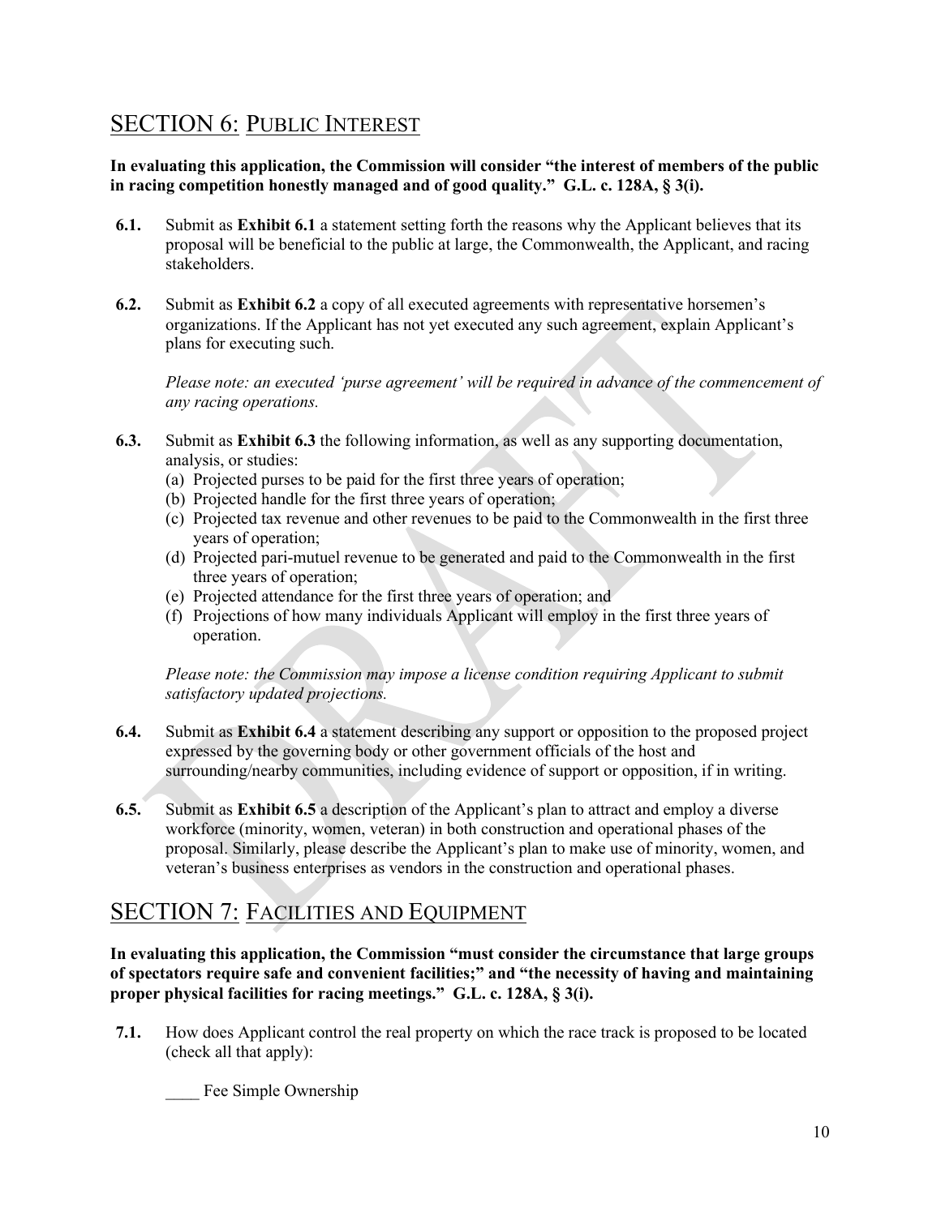## SECTION 6: PUBLIC INTEREST

**In evaluating this application, the Commission will consider "the interest of members of the public in racing competition honestly managed and of good quality." G.L. c. 128A, § 3(i).**

**6.1.** Submit as **Exhibit 6.1** a statement setting forth the reasons why the Applicant believes that its proposal will be beneficial to the public at large, the Commonwealth, the Applicant, and racing stakeholders.

**6.2.** Submit as **Exhibit 6.2** a copy of all executed agreements with representative horsemen's organizations. If the Applicant has not yet executed any such agreement, explain Applicant's plans for executing such.

*Please note: an executed 'purse agreement' will be required in advance of the commencement of any racing operations.*

**6.3.** Submit as **Exhibit 6.3** the following information, as well as any supporting documentation, analysis, or studies:

(a) Projected purses to be paid for the first three years of operation;
(b) Projected handle for the first three years of operation;
(c) Projected tax revenue and other revenues to be paid to the Commonwealth in the first three years of operation;
(d) Projected pari-mutuel revenue to be generated and paid to the Commonwealth in the first three years of operation;
(e) Projected attendance for the first three years of operation; and
(f) Projections of how many individuals Applicant will employ in the first three years of operation.

*Please note: the Commission may impose a license condition requiring Applicant to submit satisfactory updated projections.*

**6.4.** Submit as **Exhibit 6.4** a statement describing any support or opposition to the proposed project expressed by the governing body or other government officials of the host and surrounding/nearby communities, including evidence of support or opposition, if in writing.

**6.5.** Submit as **Exhibit 6.5** a description of the Applicant's plan to attract and employ a diverse workforce (minority, women, veteran) in both construction and operational phases of the proposal. Similarly, please describe the Applicant's plan to make use of minority, women, and veteran's business enterprises as vendors in the construction and operational phases.

## SECTION 7: FACILITIES AND EQUIPMENT

**In evaluating this application, the Commission "must consider the circumstance that large groups of spectators require safe and convenient facilities;" and "the necessity of having and maintaining proper physical facilities for racing meetings." G.L. c. 128A, § 3(i).**

**7.1.** How does Applicant control the real property on which the race track is proposed to be located (check all that apply):

____ Fee Simple Ownership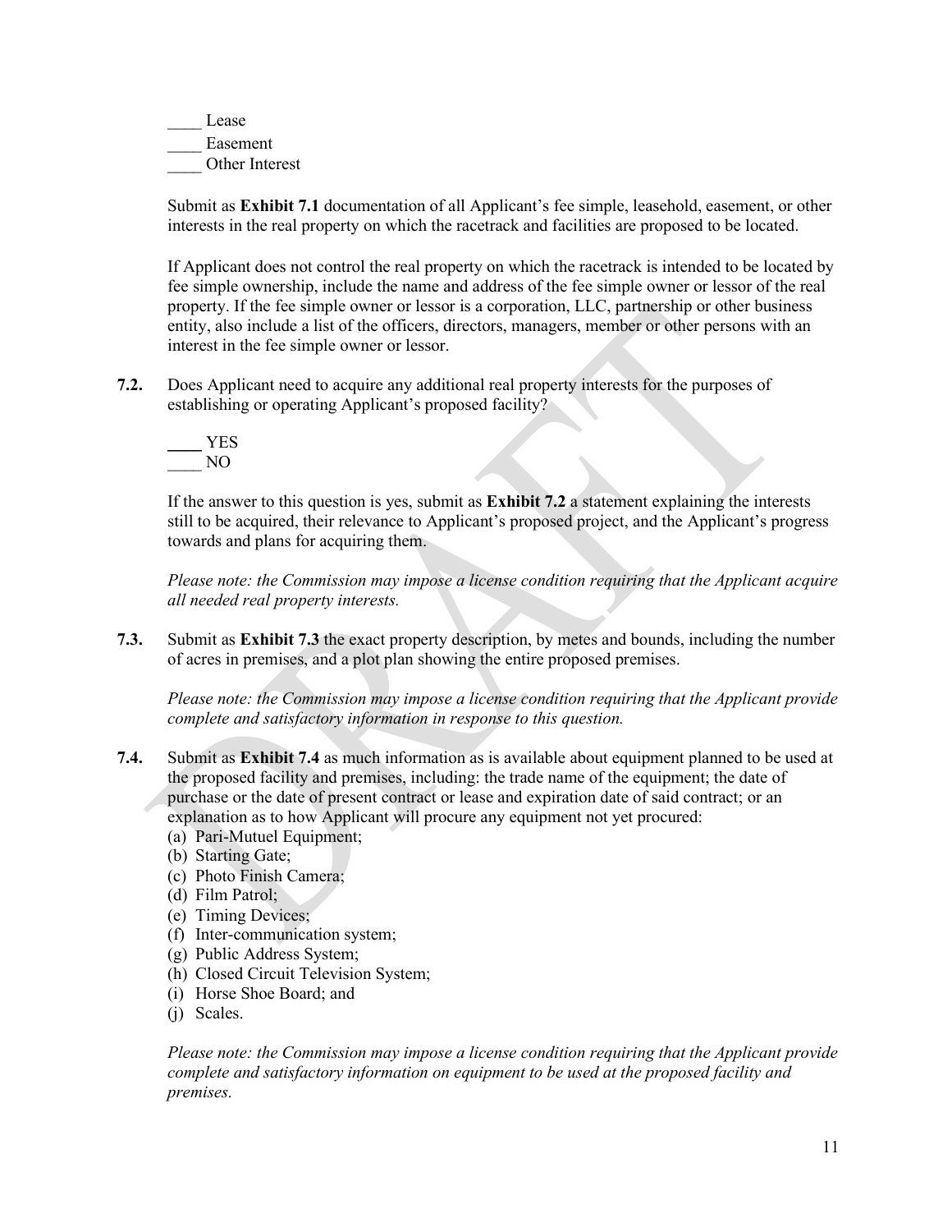____ Lease
____ Easement
____ Other Interest

Submit as **Exhibit 7.1** documentation of all Applicant's fee simple, leasehold, easement, or other interests in the real property on which the racetrack and facilities are proposed to be located.

If Applicant does not control the real property on which the racetrack is intended to be located by fee simple ownership, include the name and address of the fee simple owner or lessor of the real property. If the fee simple owner or lessor is a corporation, LLC, partnership or other business entity, also include a list of the officers, directors, managers, member or other persons with an interest in the fee simple owner or lessor.

**7.2.** Does Applicant need to acquire any additional real property interests for the purposes of establishing or operating Applicant's proposed facility?

____ YES
____ NO

If the answer to this question is yes, submit as **Exhibit 7.2** a statement explaining the interests still to be acquired, their relevance to Applicant's proposed project, and the Applicant's progress towards and plans for acquiring them.

*Please note: the Commission may impose a license condition requiring that the Applicant acquire all needed real property interests.*

**7.3.** Submit as **Exhibit 7.3** the exact property description, by metes and bounds, including the number of acres in premises, and a plot plan showing the entire proposed premises.

*Please note: the Commission may impose a license condition requiring that the Applicant provide complete and satisfactory information in response to this question.*

**7.4.** Submit as **Exhibit 7.4** as much information as is available about equipment planned to be used at the proposed facility and premises, including: the trade name of the equipment; the date of purchase or the date of present contract or lease and expiration date of said contract; or an explanation as to how Applicant will procure any equipment not yet procured:

(a) Pari-Mutuel Equipment;
(b) Starting Gate;
(c) Photo Finish Camera;
(d) Film Patrol;
(e) Timing Devices;
(f) Inter-communication system;
(g) Public Address System;
(h) Closed Circuit Television System;
(i) Horse Shoe Board; and
(j) Scales.

*Please note: the Commission may impose a license condition requiring that the Applicant provide complete and satisfactory information on equipment to be used at the proposed facility and premises.*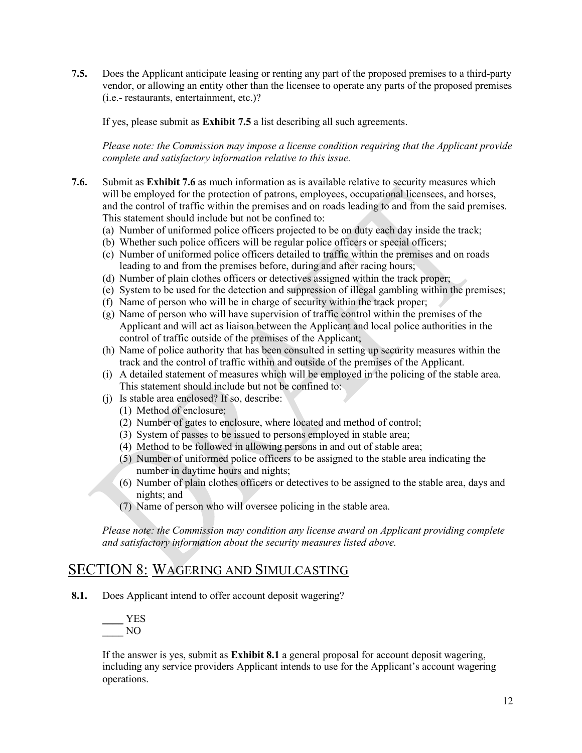**7.5.** Does the Applicant anticipate leasing or renting any part of the proposed premises to a third-party vendor, or allowing an entity other than the licensee to operate any parts of the proposed premises (i.e.- restaurants, entertainment, etc.)?

If yes, please submit as **Exhibit 7.5** a list describing all such agreements.

*Please note: the Commission may impose a license condition requiring that the Applicant provide complete and satisfactory information relative to this issue.*

**7.6.** Submit as **Exhibit 7.6** as much information as is available relative to security measures which will be employed for the protection of patrons, employees, occupational licensees, and horses, and the control of traffic within the premises and on roads leading to and from the said premises. This statement should include but not be confined to:

(a) Number of uniformed police officers projected to be on duty each day inside the track;
(b) Whether such police officers will be regular police officers or special officers;
(c) Number of uniformed police officers detailed to traffic within the premises and on roads leading to and from the premises before, during and after racing hours;
(d) Number of plain clothes officers or detectives assigned within the track proper;
(e) System to be used for the detection and suppression of illegal gambling within the premises;
(f) Name of person who will be in charge of security within the track proper;
(g) Name of person who will have supervision of traffic control within the premises of the Applicant and will act as liaison between the Applicant and local police authorities in the control of traffic outside of the premises of the Applicant;
(h) Name of police authority that has been consulted in setting up security measures within the track and the control of traffic within and outside of the premises of the Applicant.
(i) A detailed statement of measures which will be employed in the policing of the stable area. This statement should include but not be confined to:
(j) Is stable area enclosed? If so, describe:
   (1) Method of enclosure;
   (2) Number of gates to enclosure, where located and method of control;
   (3) System of passes to be issued to persons employed in stable area;
   (4) Method to be followed in allowing persons in and out of stable area;
   (5) Number of uniformed police officers to be assigned to the stable area indicating the number in daytime hours and nights;
   (6) Number of plain clothes officers or detectives to be assigned to the stable area, days and nights; and
   (7) Name of person who will oversee policing in the stable area.

*Please note: the Commission may condition any license award on Applicant providing complete and satisfactory information about the security measures listed above.*

## SECTION 8: WAGERING AND SIMULCASTING

**8.1.** Does Applicant intend to offer account deposit wagering?

____ YES
____ NO

If the answer is yes, submit as **Exhibit 8.1** a general proposal for account deposit wagering, including any service providers Applicant intends to use for the Applicant's account wagering operations.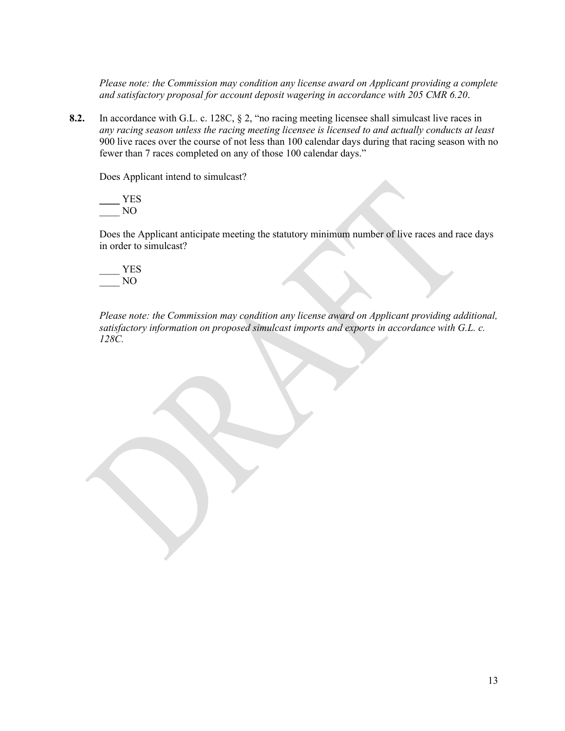*Please note: the Commission may condition any license award on Applicant providing a complete and satisfactory proposal for account deposit wagering in accordance with 205 CMR 6.20*.

**8.2.** In accordance with G.L. c. 128C, § 2, "no racing meeting licensee shall simulcast live races in *any racing season unless the racing meeting licensee is licensed to and actually conducts at least* 900 live races over the course of not less than 100 calendar days during that racing season with no fewer than 7 races completed on any of those 100 calendar days."

Does Applicant intend to simulcast?

\_\_\_\_ YES
\_\_\_\_ NO

Does the Applicant anticipate meeting the statutory minimum number of live races and race days in order to simulcast?

\_\_\_\_ YES
\_\_\_\_ NO

*Please note: the Commission may condition any license award on Applicant providing additional, satisfactory information on proposed simulcast imports and exports in accordance with G.L. c. 128C.*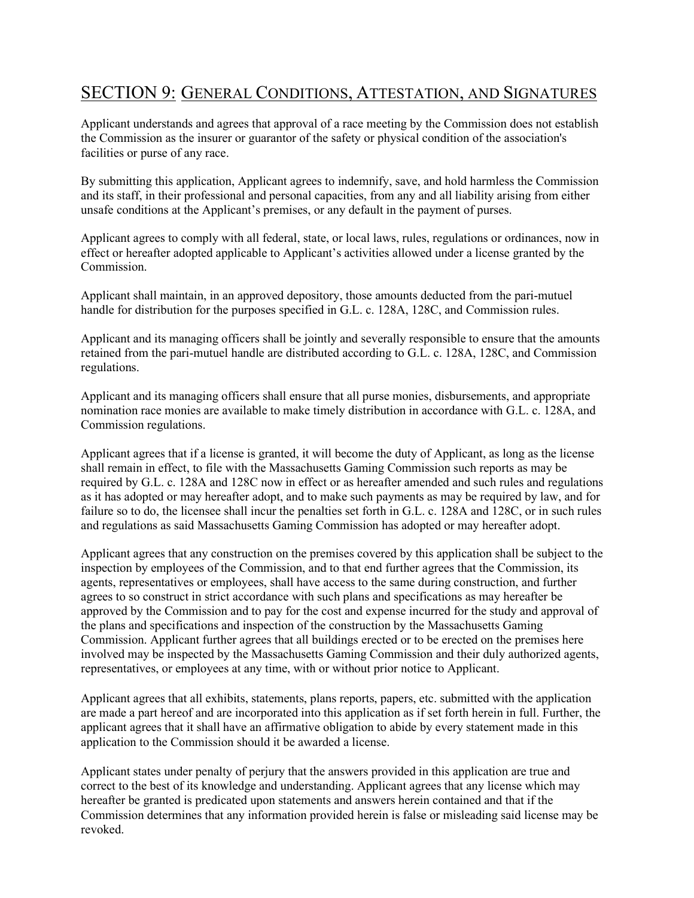## SECTION 9: GENERAL CONDITIONS, ATTESTATION, AND SIGNATURES

Applicant understands and agrees that approval of a race meeting by the Commission does not establish the Commission as the insurer or guarantor of the safety or physical condition of the association's facilities or purse of any race.

By submitting this application, Applicant agrees to indemnify, save, and hold harmless the Commission and its staff, in their professional and personal capacities, from any and all liability arising from either unsafe conditions at the Applicant's premises, or any default in the payment of purses.

Applicant agrees to comply with all federal, state, or local laws, rules, regulations or ordinances, now in effect or hereafter adopted applicable to Applicant's activities allowed under a license granted by the Commission.

Applicant shall maintain, in an approved depository, those amounts deducted from the pari-mutuel handle for distribution for the purposes specified in G.L. c. 128A, 128C, and Commission rules.

Applicant and its managing officers shall be jointly and severally responsible to ensure that the amounts retained from the pari-mutuel handle are distributed according to G.L. c. 128A, 128C, and Commission regulations.

Applicant and its managing officers shall ensure that all purse monies, disbursements, and appropriate nomination race monies are available to make timely distribution in accordance with G.L. c. 128A, and Commission regulations.

Applicant agrees that if a license is granted, it will become the duty of Applicant, as long as the license shall remain in effect, to file with the Massachusetts Gaming Commission such reports as may be required by G.L. c. 128A and 128C now in effect or as hereafter amended and such rules and regulations as it has adopted or may hereafter adopt, and to make such payments as may be required by law, and for failure so to do, the licensee shall incur the penalties set forth in G.L. c. 128A and 128C, or in such rules and regulations as said Massachusetts Gaming Commission has adopted or may hereafter adopt.

Applicant agrees that any construction on the premises covered by this application shall be subject to the inspection by employees of the Commission, and to that end further agrees that the Commission, its agents, representatives or employees, shall have access to the same during construction, and further agrees to so construct in strict accordance with such plans and specifications as may hereafter be approved by the Commission and to pay for the cost and expense incurred for the study and approval of the plans and specifications and inspection of the construction by the Massachusetts Gaming Commission. Applicant further agrees that all buildings erected or to be erected on the premises here involved may be inspected by the Massachusetts Gaming Commission and their duly authorized agents, representatives, or employees at any time, with or without prior notice to Applicant.

Applicant agrees that all exhibits, statements, plans reports, papers, etc. submitted with the application are made a part hereof and are incorporated into this application as if set forth herein in full. Further, the applicant agrees that it shall have an affirmative obligation to abide by every statement made in this application to the Commission should it be awarded a license.

Applicant states under penalty of perjury that the answers provided in this application are true and correct to the best of its knowledge and understanding. Applicant agrees that any license which may hereafter be granted is predicated upon statements and answers herein contained and that if the Commission determines that any information provided herein is false or misleading said license may be revoked.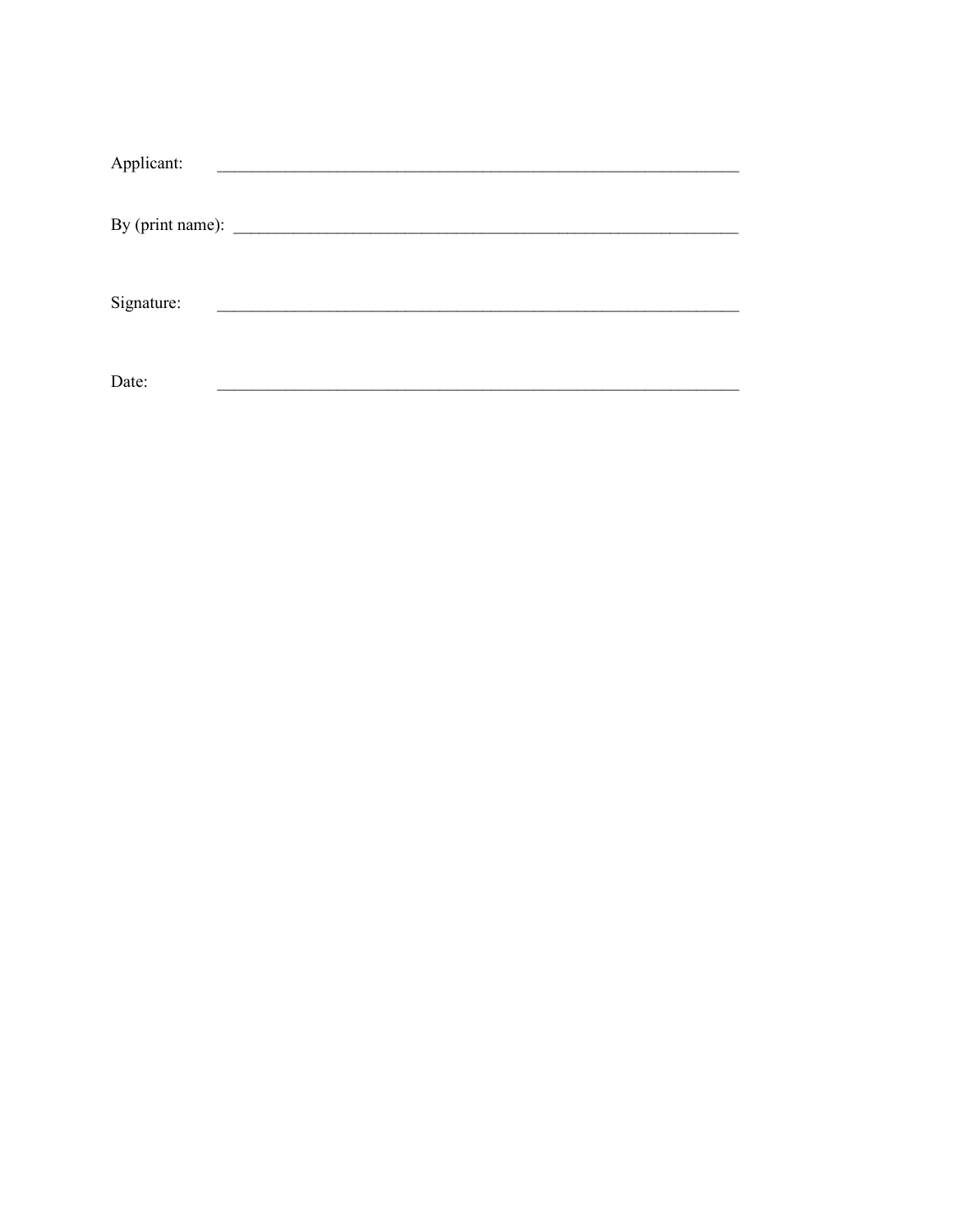Applicant: ______________________________________________________________

By (print name): ___________________________________________________________

Signature: ______________________________________________________________

Date: ______________________________________________________________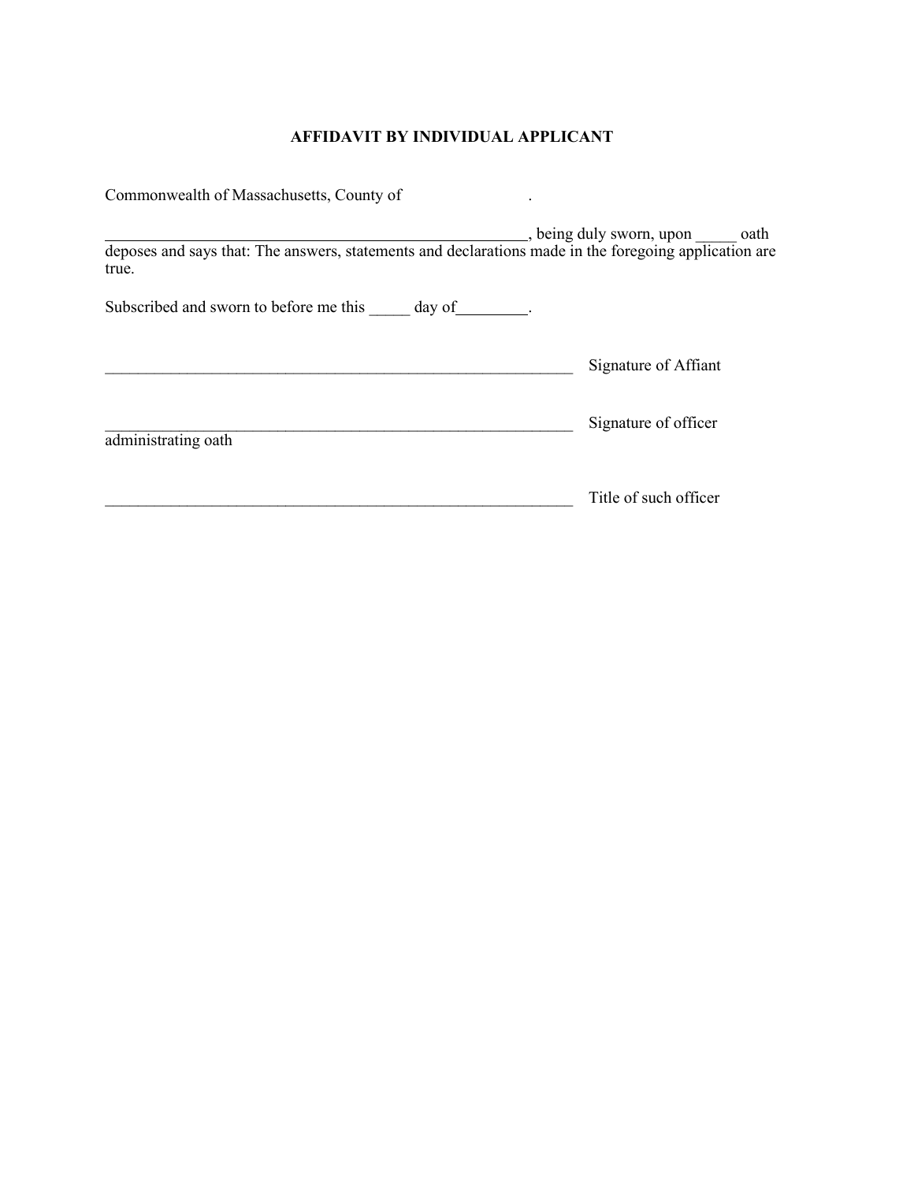**AFFIDAVIT BY INDIVIDUAL APPLICANT**

Commonwealth of Massachusetts, County of .

_____________________________________________________, being duly sworn, upon _____ oath deposes and says that: The answers, statements and declarations made in the foregoing application are true.

Subscribed and sworn to before me this _____ day of_________.

_____________________________________________________________ Signature of Affiant

_____________________________________________________________ Signature of officer administrating oath

_____________________________________________________________ Title of such officer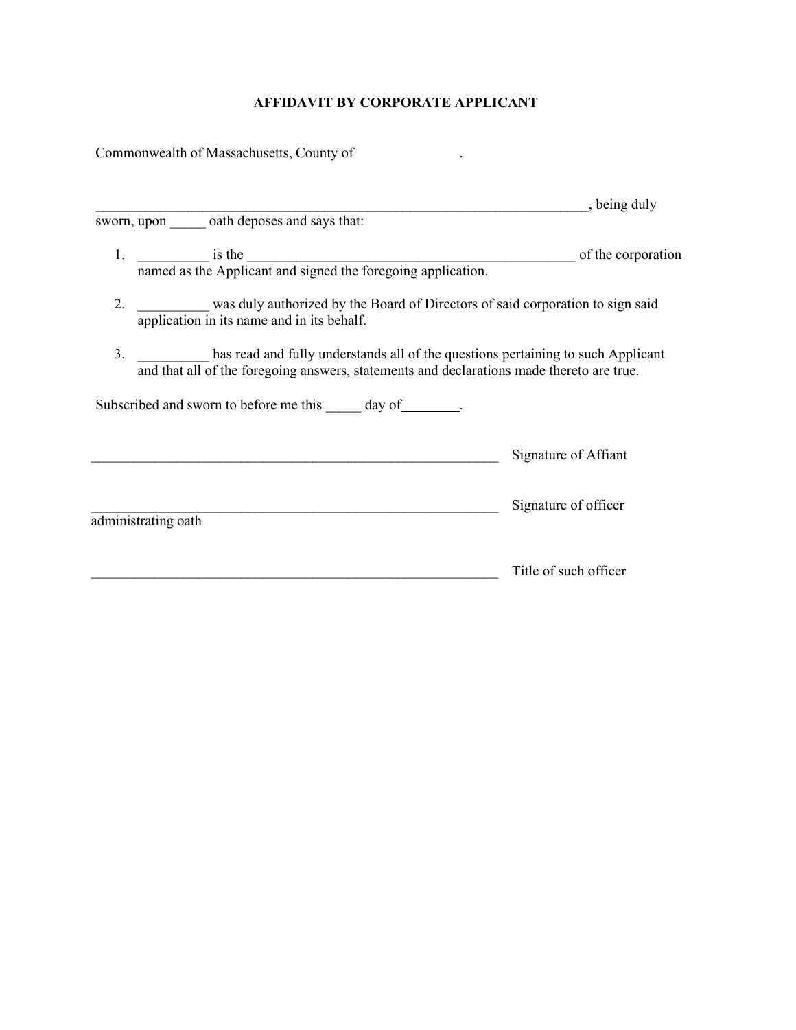# AFFIDAVIT BY CORPORATE APPLICANT

Commonwealth of Massachusetts, County of .

________________________________________________________________________, being duly sworn, upon _____ oath deposes and says that:

1. __________ is the ________________________________________________ of the corporation named as the Applicant and signed the foregoing application.

2. __________ was duly authorized by the Board of Directors of said corporation to sign said application in its name and in its behalf.

3. __________ has read and fully understands all of the questions pertaining to such Applicant and that all of the foregoing answers, statements and declarations made thereto are true.

Subscribed and sworn to before me this _____ day of________.

____________________________________________________________ Signature of Affiant

____________________________________________________________ Signature of officer administrating oath

____________________________________________________________ Title of such officer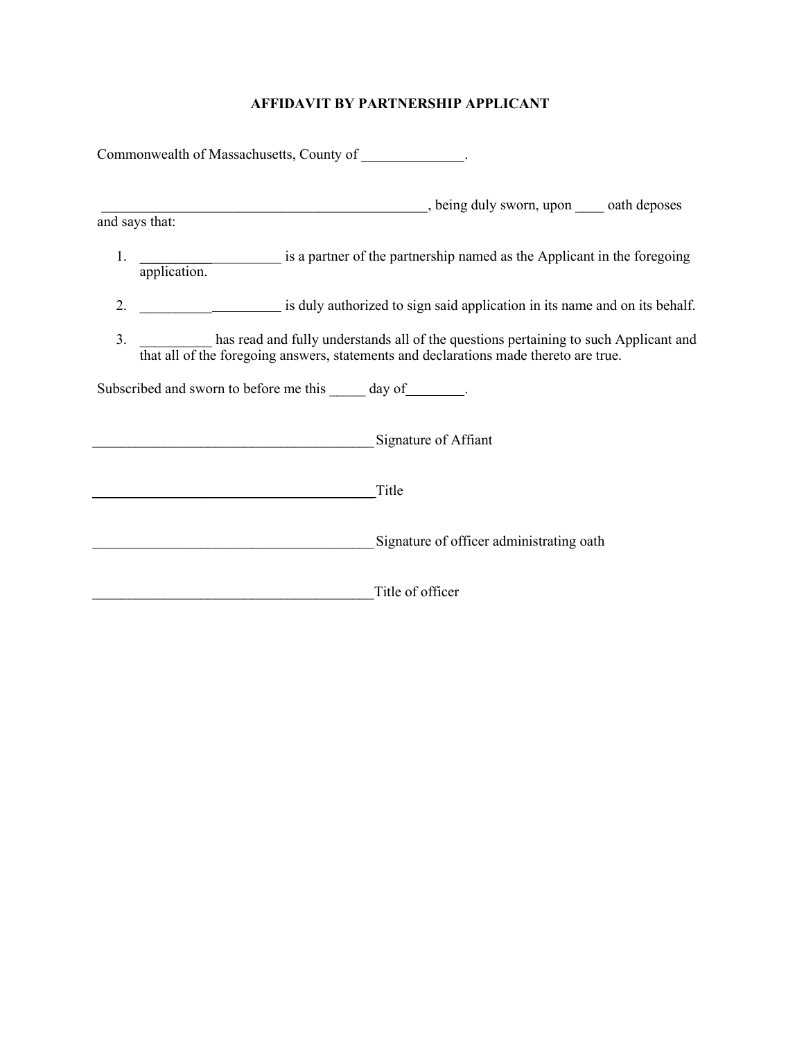# AFFIDAVIT BY PARTNERSHIP APPLICANT

Commonwealth of Massachusetts, County of ______________.

_______________________________________________, being duly sworn, upon ____ oath deposes and says that:

1. ____________________ is a partner of the partnership named as the Applicant in the foregoing application.

2. ____________________ is duly authorized to sign said application in its name and on its behalf.

3. __________ has read and fully understands all of the questions pertaining to such Applicant and that all of the foregoing answers, statements and declarations made thereto are true.

Subscribed and sworn to before me this _____ day of________.

_______________________________________ Signature of Affiant

_______________________________________ Title

_______________________________________ Signature of officer administrating oath

_______________________________________ Title of officer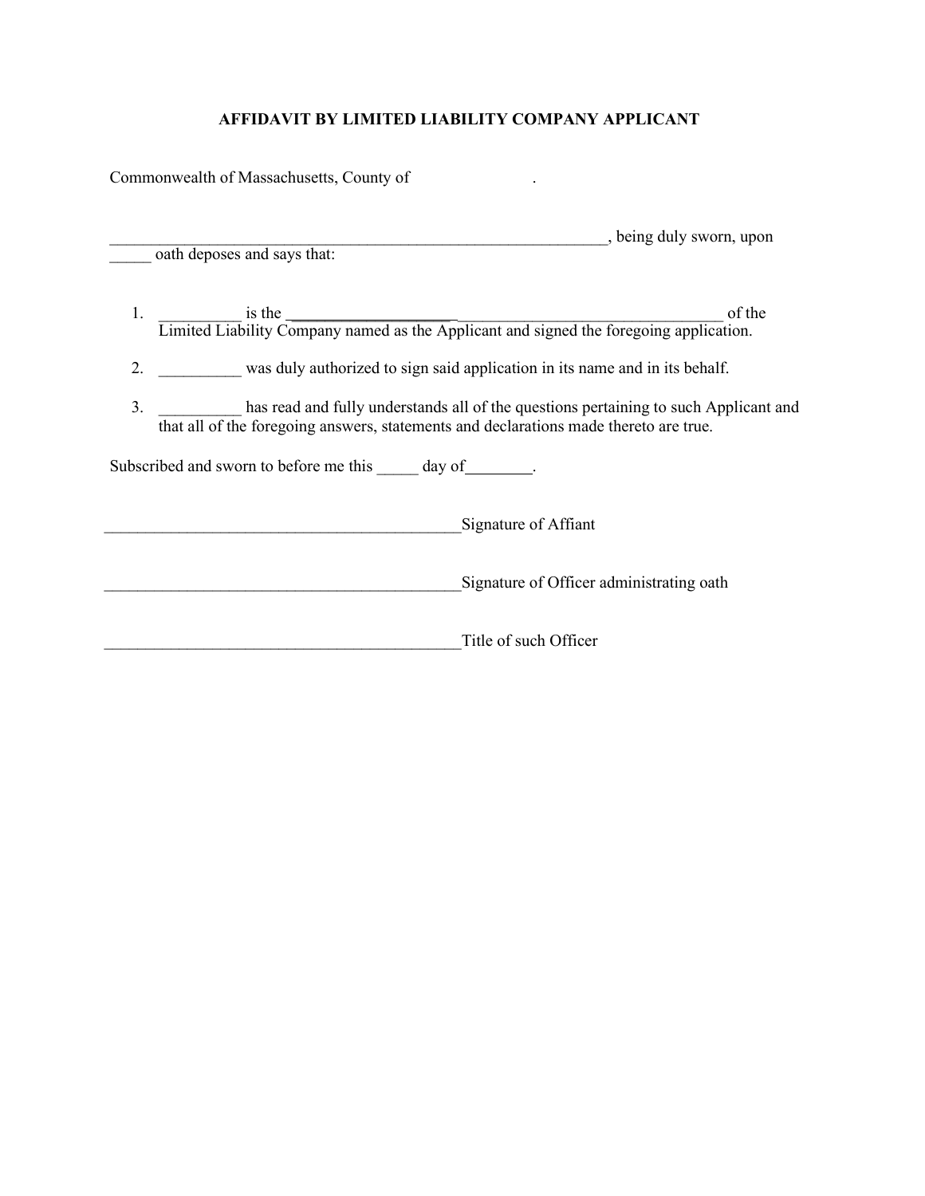# AFFIDAVIT BY LIMITED LIABILITY COMPANY APPLICANT

Commonwealth of Massachusetts, County of                        .

_________________________________________________________________, being duly sworn, upon _____ oath deposes and says that:

1. __________ is the ____________________ _________________________________ of the Limited Liability Company named as the Applicant and signed the foregoing application.
2. __________ was duly authorized to sign said application in its name and in its behalf.
3. __________ has read and fully understands all of the questions pertaining to such Applicant and that all of the foregoing answers, statements and declarations made thereto are true.

Subscribed and sworn to before me this _____ day of________.

______________________________________________Signature of Affiant

______________________________________________Signature of Officer administrating oath

______________________________________________Title of such Officer